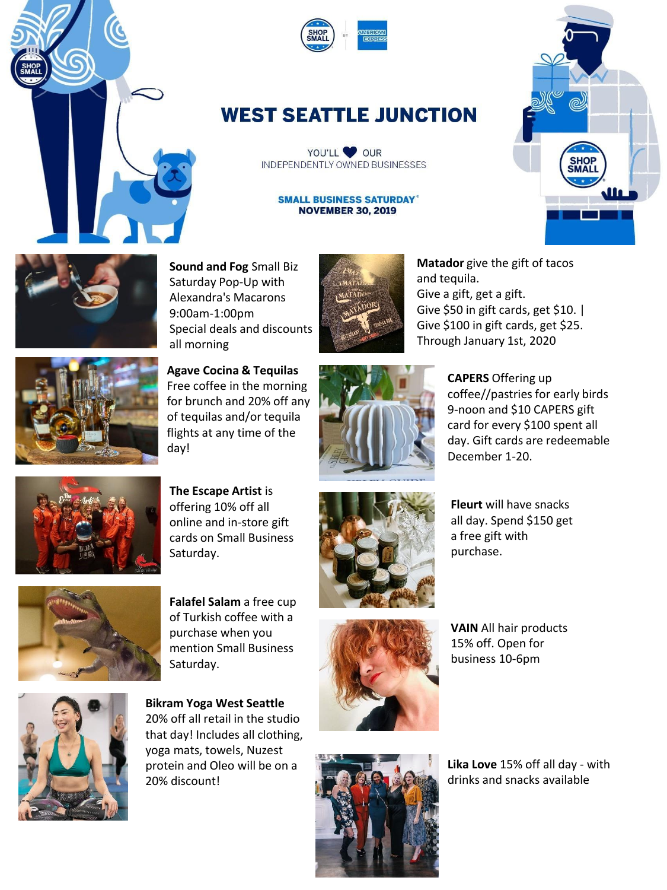SHOP SMALL by AMERICAN EXPRESS

# WEST SEATTLE JUNCTION

YOU'LL ♥ OUR
INDEPENDENTLY OWNED BUSINESSES

**SMALL BUSINESS SATURDAY®**
**NOVEMBER 30, 2019**

**Sound and Fog** Small Biz Saturday Pop-Up with Alexandra's Macarons 9:00am-1:00pm Special deals and discounts all morning

**Agave Cocina & Tequilas** Free coffee in the morning for brunch and 20% off any of tequilas and/or tequila flights at any time of the day!

**The Escape Artist** is offering 10% off all online and in-store gift cards on Small Business Saturday.

**Falafel Salam** a free cup of Turkish coffee with a purchase when you mention Small Business Saturday.

**Bikram Yoga West Seattle** 20% off all retail in the studio that day! Includes all clothing, yoga mats, towels, Nuzest protein and Oleo will be on a 20% discount!

**Matador** give the gift of tacos and tequila.
Give a gift, get a gift.
Give $50 in gift cards, get $10. |
Give $100 in gift cards, get $25.
Through January 1st, 2020

**CAPERS** Offering up coffee//pastries for early birds 9-noon and $10 CAPERS gift card for every $100 spent all day. Gift cards are redeemable December 1-20.

**Fleurt** will have snacks all day. Spend $150 get a free gift with purchase.

**VAIN** All hair products 15% off. Open for business 10-6pm

**Lika Love** 15% off all day - with drinks and snacks available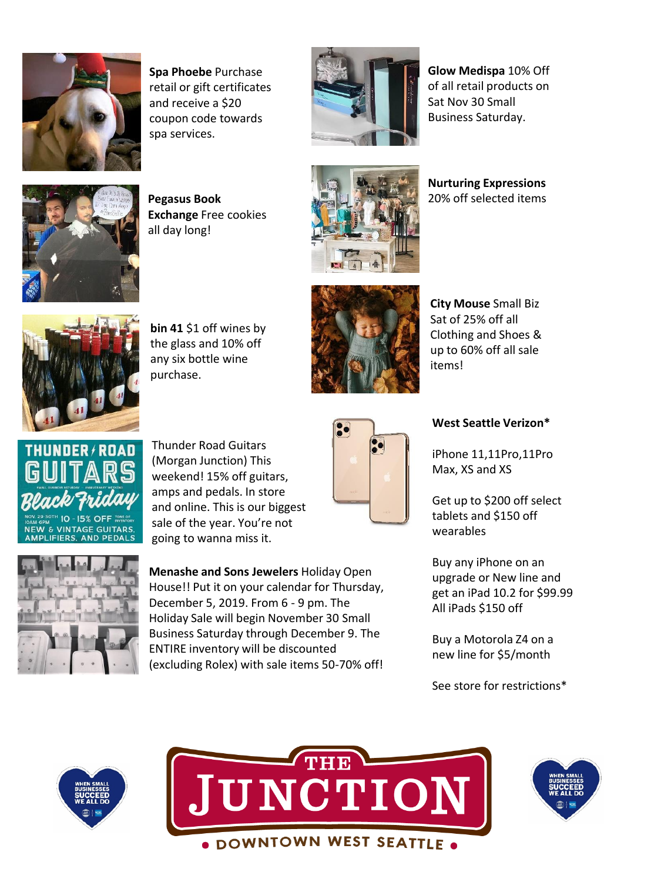**Spa Phoebe** Purchase retail or gift certificates and receive a $20 coupon code towards spa services.

**Glow Medispa** 10% Off of all retail products on Sat Nov 30 Small Business Saturday.

**Pegasus Book Exchange** Free cookies all day long!

**Nurturing Expressions** 20% off selected items

**bin 41** $1 off wines by the glass and 10% off any six bottle wine purchase.

**City Mouse** Small Biz Sat of 25% off all Clothing and Shoes & up to 60% off all sale items!

Thunder Road Guitars (Morgan Junction) This weekend! 15% off guitars, amps and pedals. In store and online. This is our biggest sale of the year. You're not going to wanna miss it.

**West Seattle Verizon***

iPhone 11,11Pro,11Pro Max, XS and XS

Get up to $200 off select tablets and $150 off wearables

Buy any iPhone on an upgrade or New line and get an iPad 10.2 for $99.99 All iPads $150 off

Buy a Motorola Z4 on a new line for $5/month

See store for restrictions*

**Menashe and Sons Jewelers** Holiday Open House!! Put it on your calendar for Thursday, December 5, 2019. From 6 - 9 pm. The Holiday Sale will begin November 30 Small Business Saturday through December 9. The ENTIRE inventory will be discounted (excluding Rolex) with sale items 50-70% off!

THE JUNCTION

DOWNTOWN WEST SEATTLE